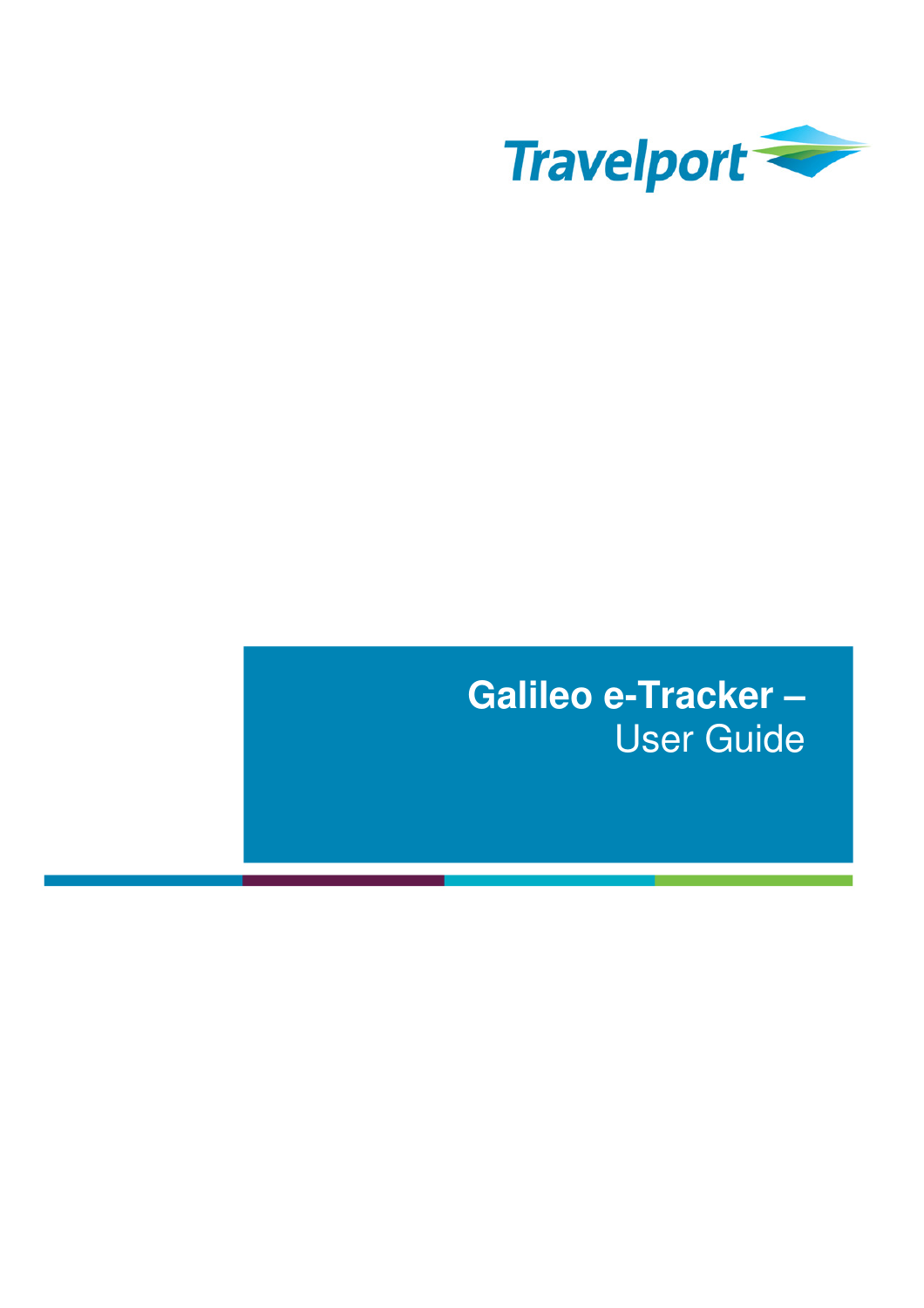Travelport

# Galileo e-Tracker – User Guide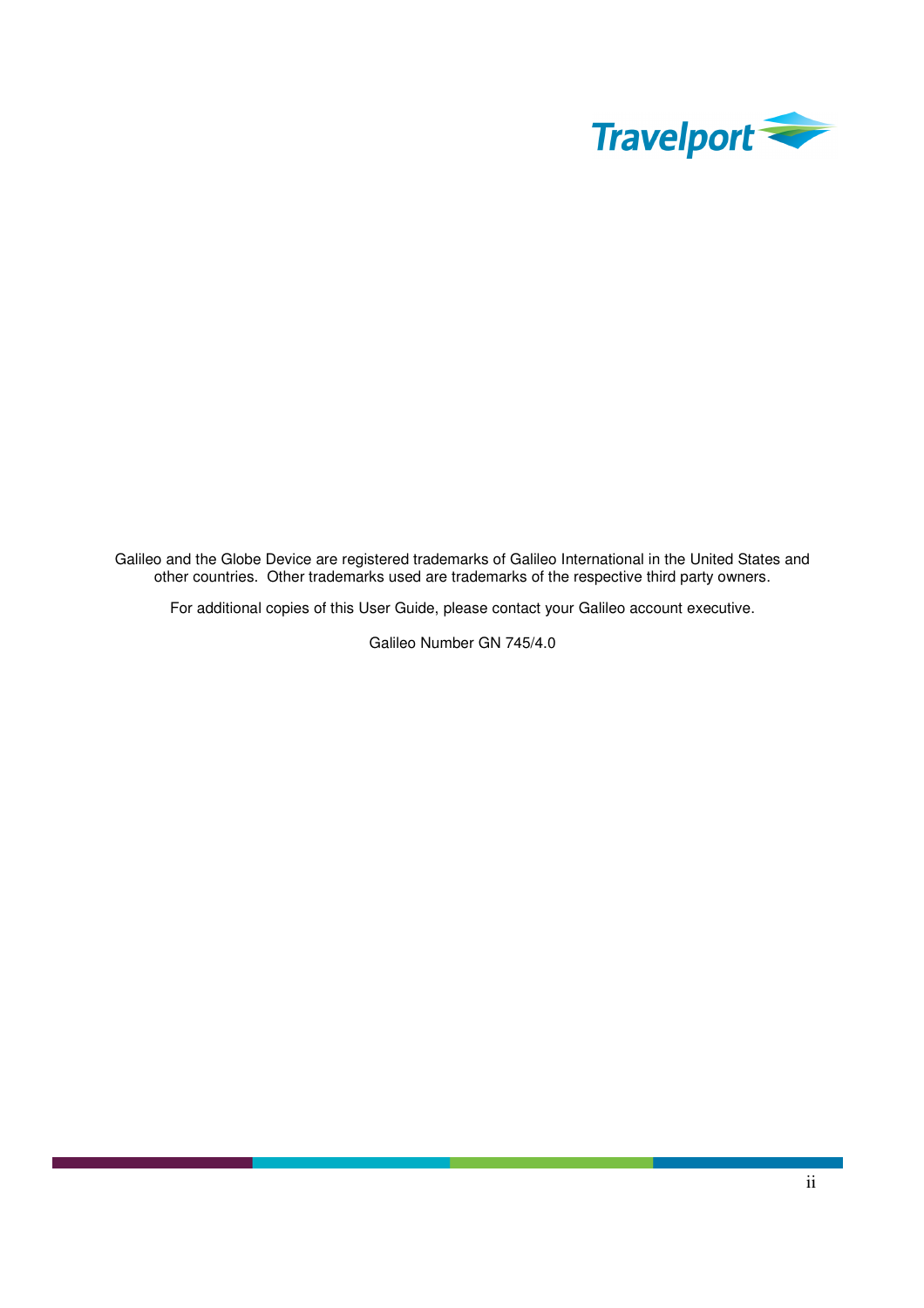Galileo and the Globe Device are registered trademarks of Galileo International in the United States and other countries. Other trademarks used are trademarks of the respective third party owners.

For additional copies of this User Guide, please contact your Galileo account executive.

Galileo Number GN 745/4.0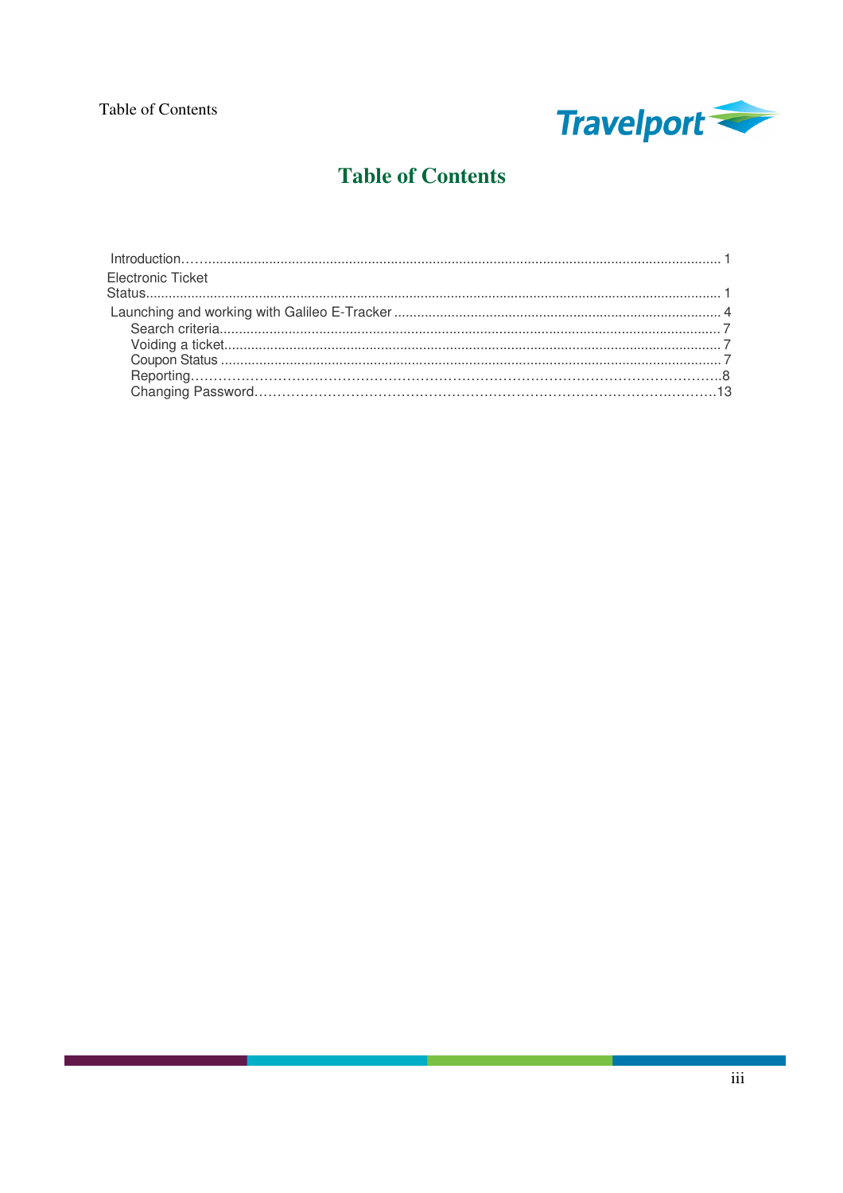# Table of Contents

| | |
|---|---|
| Introduction | 1 |
| Electronic Ticket Status | 1 |
| Launching and working with Galileo E-Tracker | 4 |
| Search criteria | 7 |
| Voiding a ticket | 7 |
| Coupon Status | 7 |
| Reporting | 8 |
| Changing Password | 13 |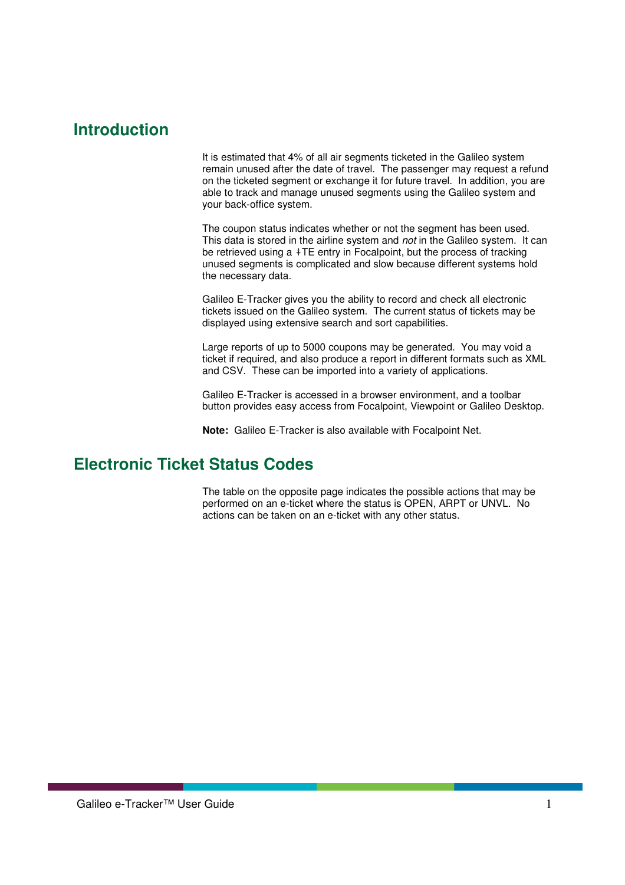## Introduction

It is estimated that 4% of all air segments ticketed in the Galileo system remain unused after the date of travel. The passenger may request a refund on the ticketed segment or exchange it for future travel. In addition, you are able to track and manage unused segments using the Galileo system and your back-office system.

The coupon status indicates whether or not the segment has been used. This data is stored in the airline system and *not* in the Galileo system. It can be retrieved using a *TE entry in Focalpoint, but the process of tracking unused segments is complicated and slow because different systems hold the necessary data.

Galileo E-Tracker gives you the ability to record and check all electronic tickets issued on the Galileo system. The current status of tickets may be displayed using extensive search and sort capabilities.

Large reports of up to 5000 coupons may be generated. You may void a ticket if required, and also produce a report in different formats such as XML and CSV. These can be imported into a variety of applications.

Galileo E-Tracker is accessed in a browser environment, and a toolbar button provides easy access from Focalpoint, Viewpoint or Galileo Desktop.

**Note:** Galileo E-Tracker is also available with Focalpoint Net.

## Electronic Ticket Status Codes

The table on the opposite page indicates the possible actions that may be performed on an e-ticket where the status is OPEN, ARPT or UNVL. No actions can be taken on an e-ticket with any other status.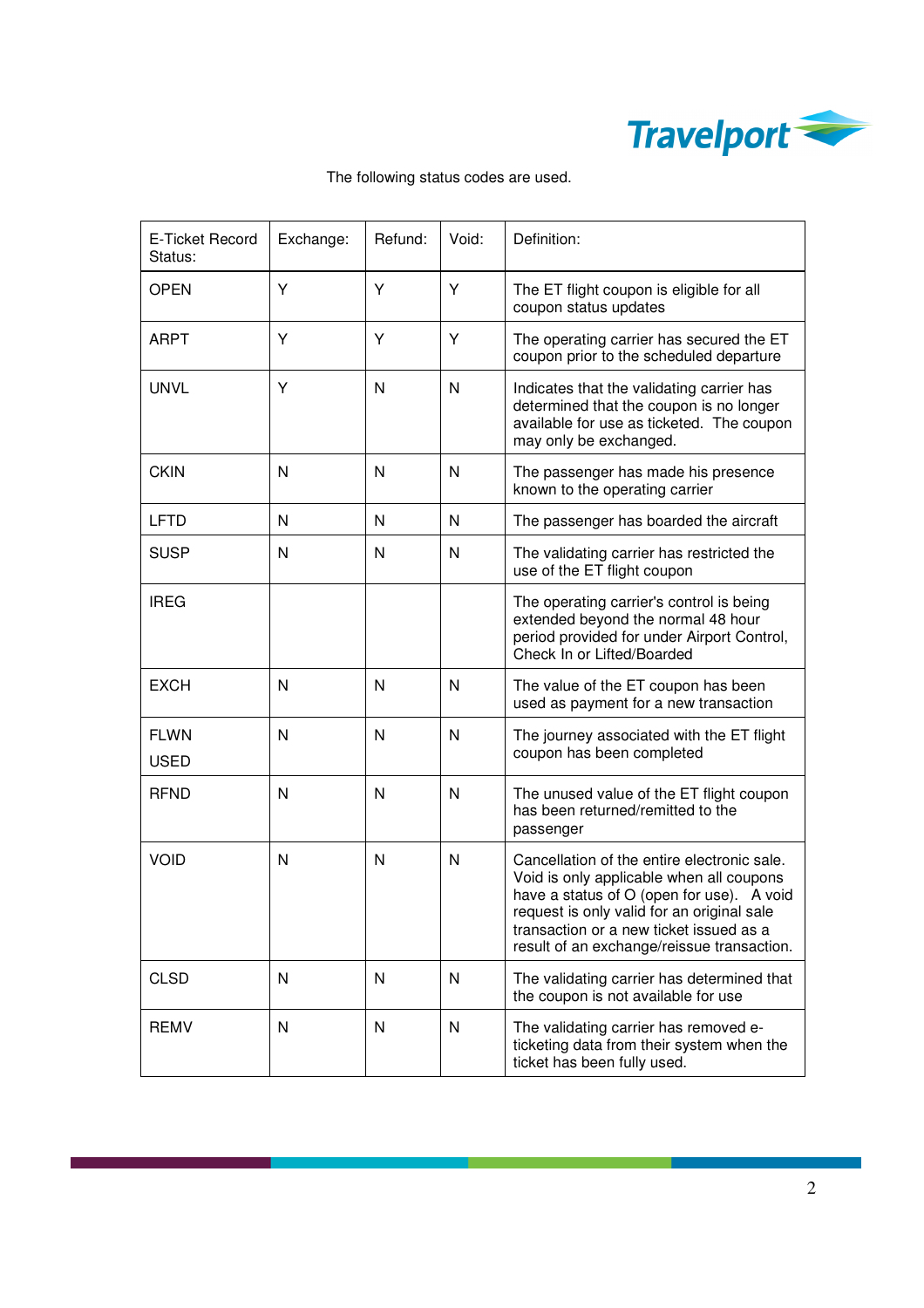The following status codes are used.

| E-Ticket Record Status: | Exchange: | Refund: | Void: | Definition: |
|---|---|---|---|---|
| OPEN | Y | Y | Y | The ET flight coupon is eligible for all coupon status updates |
| ARPT | Y | Y | Y | The operating carrier has secured the ET coupon prior to the scheduled departure |
| UNVL | Y | N | N | Indicates that the validating carrier has determined that the coupon is no longer available for use as ticketed. The coupon may only be exchanged. |
| CKIN | N | N | N | The passenger has made his presence known to the operating carrier |
| LFTD | N | N | N | The passenger has boarded the aircraft |
| SUSP | N | N | N | The validating carrier has restricted the use of the ET flight coupon |
| IREG | | | | The operating carrier's control is being extended beyond the normal 48 hour period provided for under Airport Control, Check In or Lifted/Boarded |
| EXCH | N | N | N | The value of the ET coupon has been used as payment for a new transaction |
| FLWN USED | N | N | N | The journey associated with the ET flight coupon has been completed |
| RFND | N | N | N | The unused value of the ET flight coupon has been returned/remitted to the passenger |
| VOID | N | N | N | Cancellation of the entire electronic sale. Void is only applicable when all coupons have a status of O (open for use). A void request is only valid for an original sale transaction or a new ticket issued as a result of an exchange/reissue transaction. |
| CLSD | N | N | N | The validating carrier has determined that the coupon is not available for use |
| REMV | N | N | N | The validating carrier has removed e-ticketing data from their system when the ticket has been fully used. |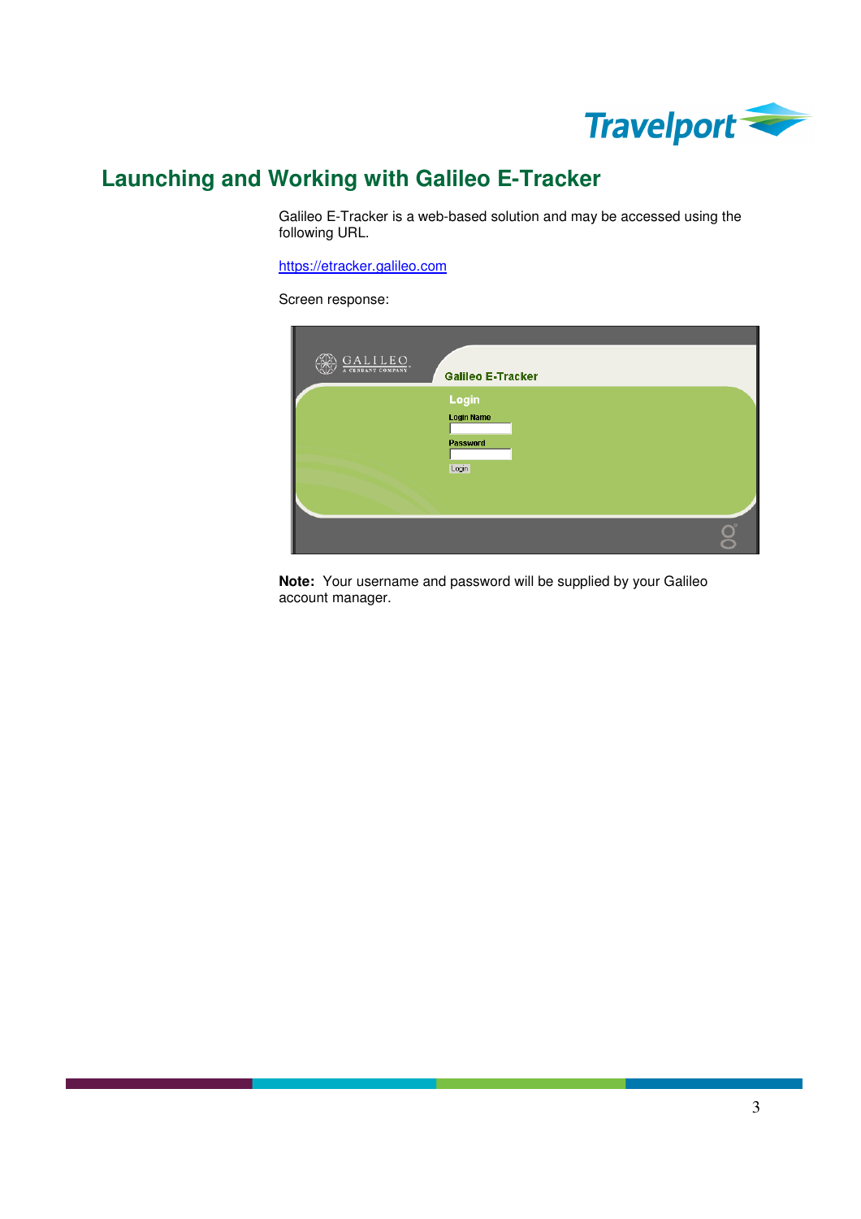# Launching and Working with Galileo E-Tracker

Galileo E-Tracker is a web-based solution and may be accessed using the following URL.

https://etracker.galileo.com

Screen response:

**Note:** Your username and password will be supplied by your Galileo account manager.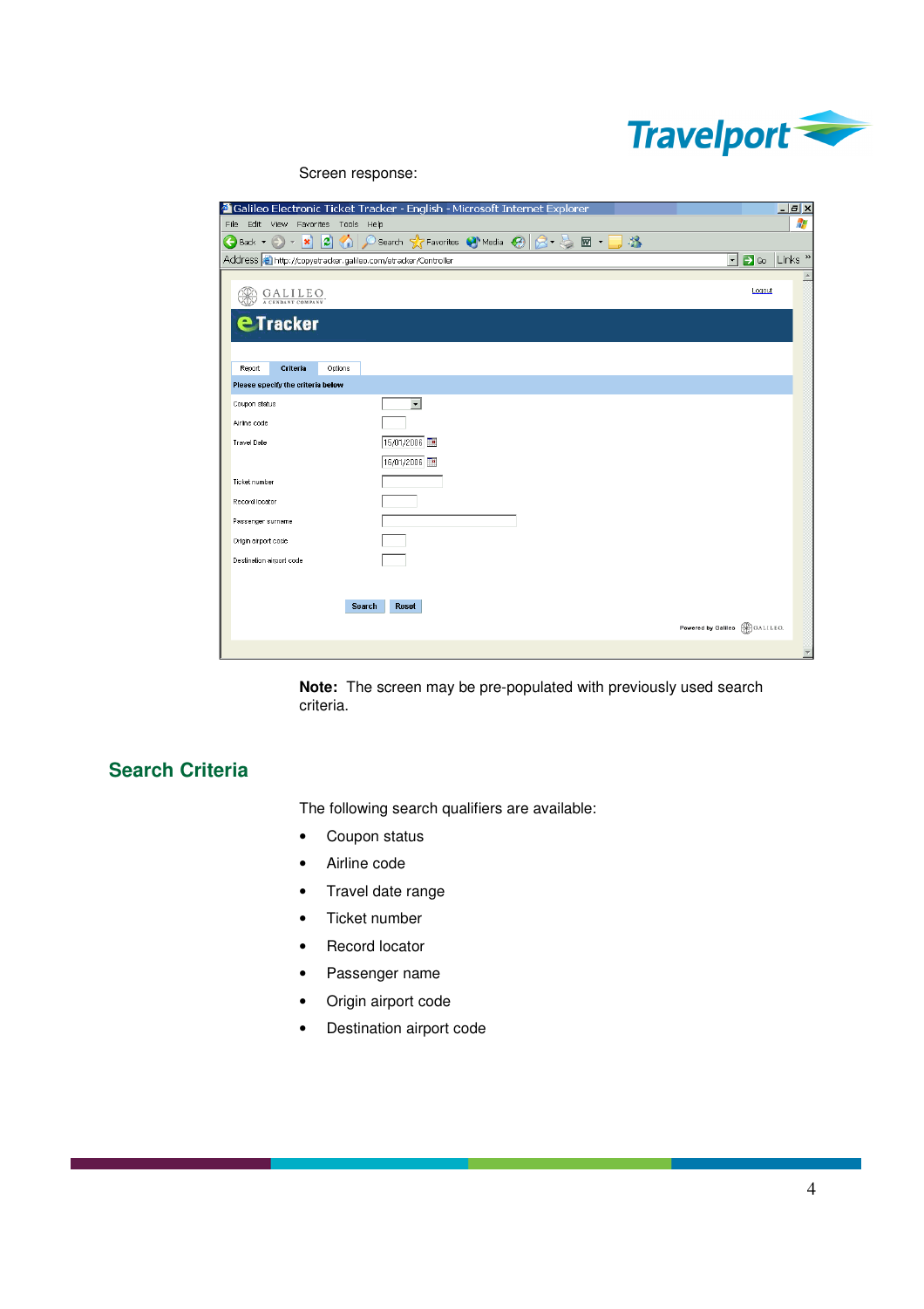Screen response:

**Note:** The screen may be pre-populated with previously used search criteria.

## Search Criteria

The following search qualifiers are available:

- Coupon status
- Airline code
- Travel date range
- Ticket number
- Record locator
- Passenger name
- Origin airport code
- Destination airport code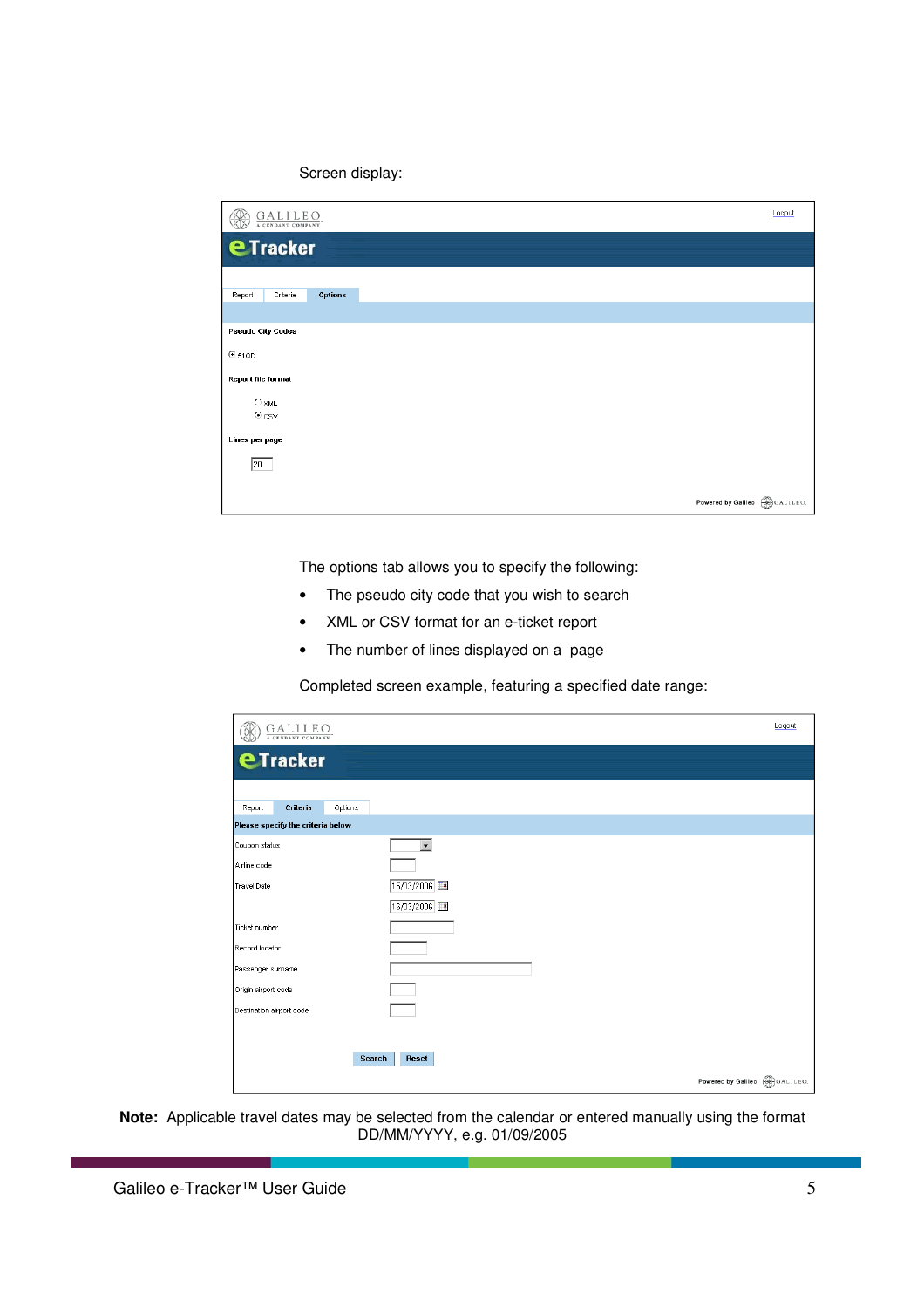Screen display:

The options tab allows you to specify the following:

- The pseudo city code that you wish to search
- XML or CSV format for an e-ticket report
- The number of lines displayed on a page

Completed screen example, featuring a specified date range:

**Note:** Applicable travel dates may be selected from the calendar or entered manually using the format DD/MM/YYYY, e.g. 01/09/2005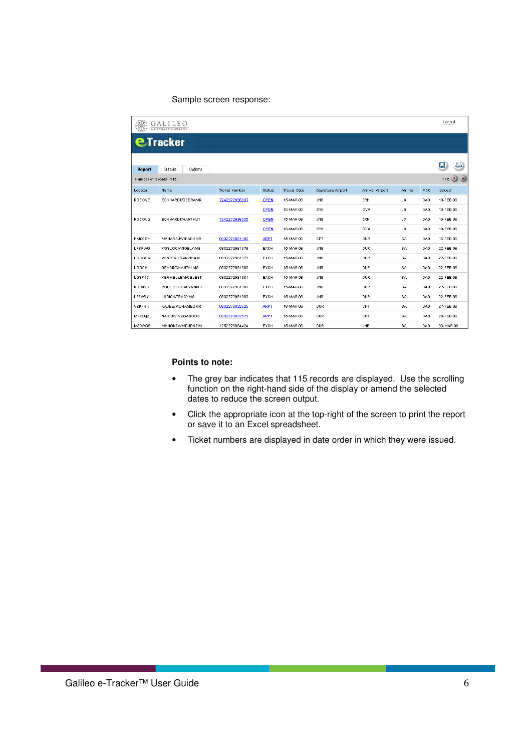Sample screen response:

GALILEO
A CENDANT COMPANY

Logout

eTracker

Report | Criteria | Options

Number of records: 115 — 1 / 5

| Locator | Name | Ticket Number | Status | Travel Date | Departure Airport | Arrival Airport | Airline | PCC | Issued |
|---|---|---|---|---|---|---|---|---|---|
| RDZXWG | ECKHARDT/DEBRAMR | 7242272936037 | OPEN | 15-MAR-06 | JNB | ZRH | LX | DAD | 10-FEB-06 |
| | | | OPEN | 16-MAR-06 | ZRH | GVA | LX | DAD | 10-FEB-06 |
| RDZXWG | ECKHARDT/HARTMUT | 7242272936036 | OPEN | 15-MAR-06 | JNB | ZRH | LX | DAD | 10-FEB-06 |
| | | | OPEN | 16-MAR-06 | ZRH | GVA | LX | DAD | 10-FEB-06 |
| KMCSBM | MAHARAJ/VIKASHMR | 0832272961196 | ARPT | 15-MAR-06 | CPT | DUR | SA | DAD | 16-FEB-06 |
| LFSPWO | VOSLOO/ANGELAMS | 0832272961378 | EXCH | 15-MAR-06 | JNB | DUR | SA | DAD | 22-FEB-06 |
| LGGQOM | VENTER/FRANCINAM | 0832272961379 | EXCH | 15-MAR-06 | JNB | DUR | SA | DAD | 22-FEB-06 |
| LGGCKI | DEVAR/CHANTALMS | 0832272961380 | EXCH | 15-MAR-06 | JNB | DUR | SA | DAD | 22-FEB-06 |
| LG3P1C | VERMEULEN/CELEST | 0832272961381 | EXCH | 15-MAR-06 | JNB | DUR | SA | DAD | 22-FEB-06 |
| KRNX2H | ROBERTSON/LYNNMS | 0832272961382 | EXCH | 15-MAR-06 | JNB | DUR | SA | DAD | 22-FEB-06 |
| LFZW6Y | LUDICH/TRACYMS | 0832272961383 | EXCH | 15-MAR-06 | JNB | DUR | SA | DAD | 22-FEB-06 |
| Y2KFRK | KAJEE/MOHAMEDMR | 0832273032525 | ARPT | 15-MAR-06 | DUR | CPT | SA | DAD | 27-FEB-06 |
| MF2LQ2 | NAIDU/VIVEGABOOS | 0832273032679 | ARPT | 15-MAR-06 | DUR | CPT | SA | DAD | 28-FEB-06 |
| MGOWOS | MKHONZA/MDUDUZIM | 1252273064424 | EXCH | 15-MAR-06 | DUR | JNB | BA | DAD | 03-MAR-06 |

**Points to note:**

- The grey bar indicates that 115 records are displayed. Use the scrolling function on the right-hand side of the display or amend the selected dates to reduce the screen output.
- Click the appropriate icon at the top-right of the screen to print the report or save it to an Excel spreadsheet.
- Ticket numbers are displayed in date order in which they were issued.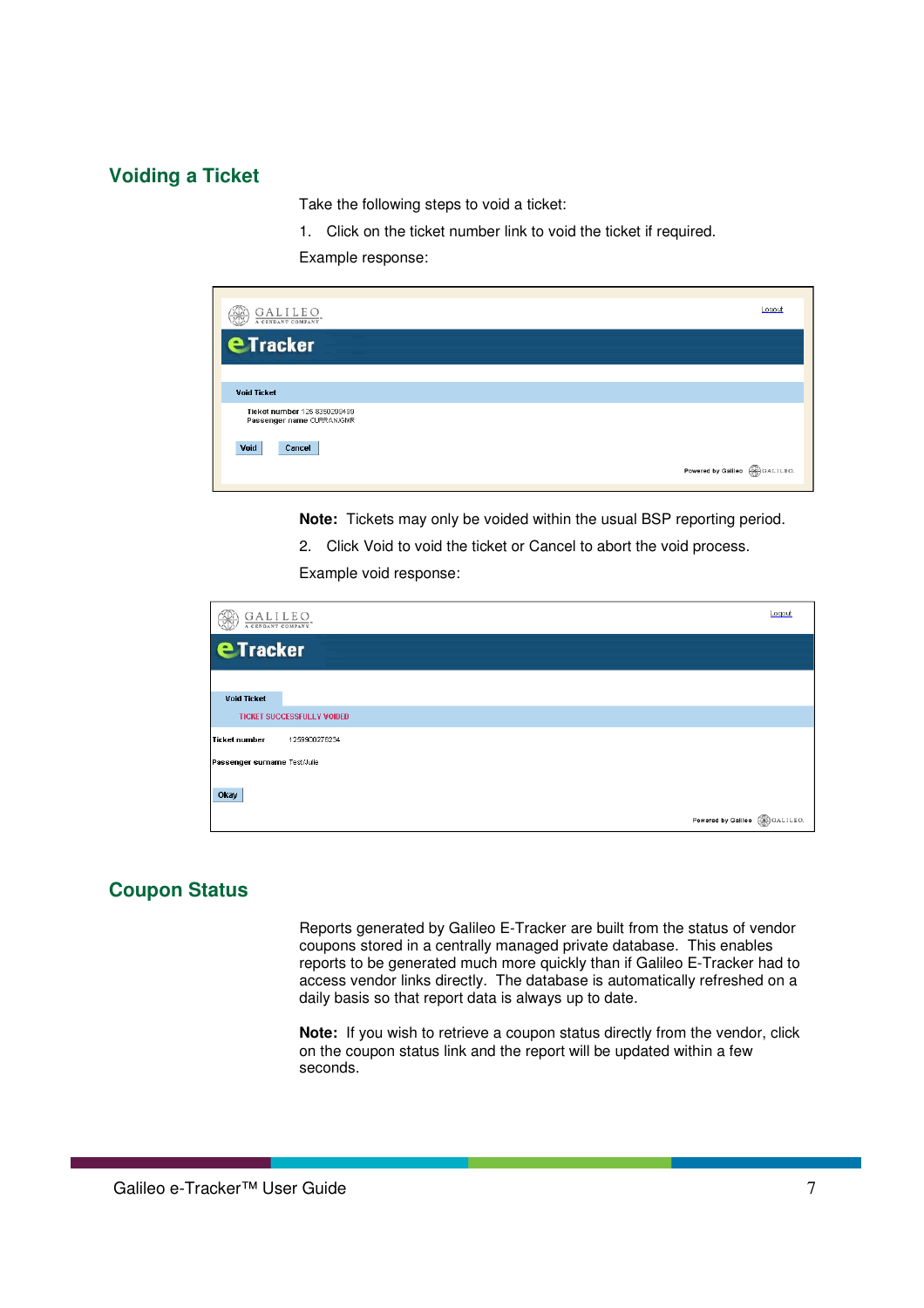## Voiding a Ticket

Take the following steps to void a ticket:

1. Click on the ticket number link to void the ticket if required.

Example response:

**Note:** Tickets may only be voided within the usual BSP reporting period.

2. Click Void to void the ticket or Cancel to abort the void process.

Example void response:

## Coupon Status

Reports generated by Galileo E-Tracker are built from the status of vendor coupons stored in a centrally managed private database. This enables reports to be generated much more quickly than if Galileo E-Tracker had to access vendor links directly. The database is automatically refreshed on a daily basis so that report data is always up to date.

**Note:** If you wish to retrieve a coupon status directly from the vendor, click on the coupon status link and the report will be updated within a few seconds.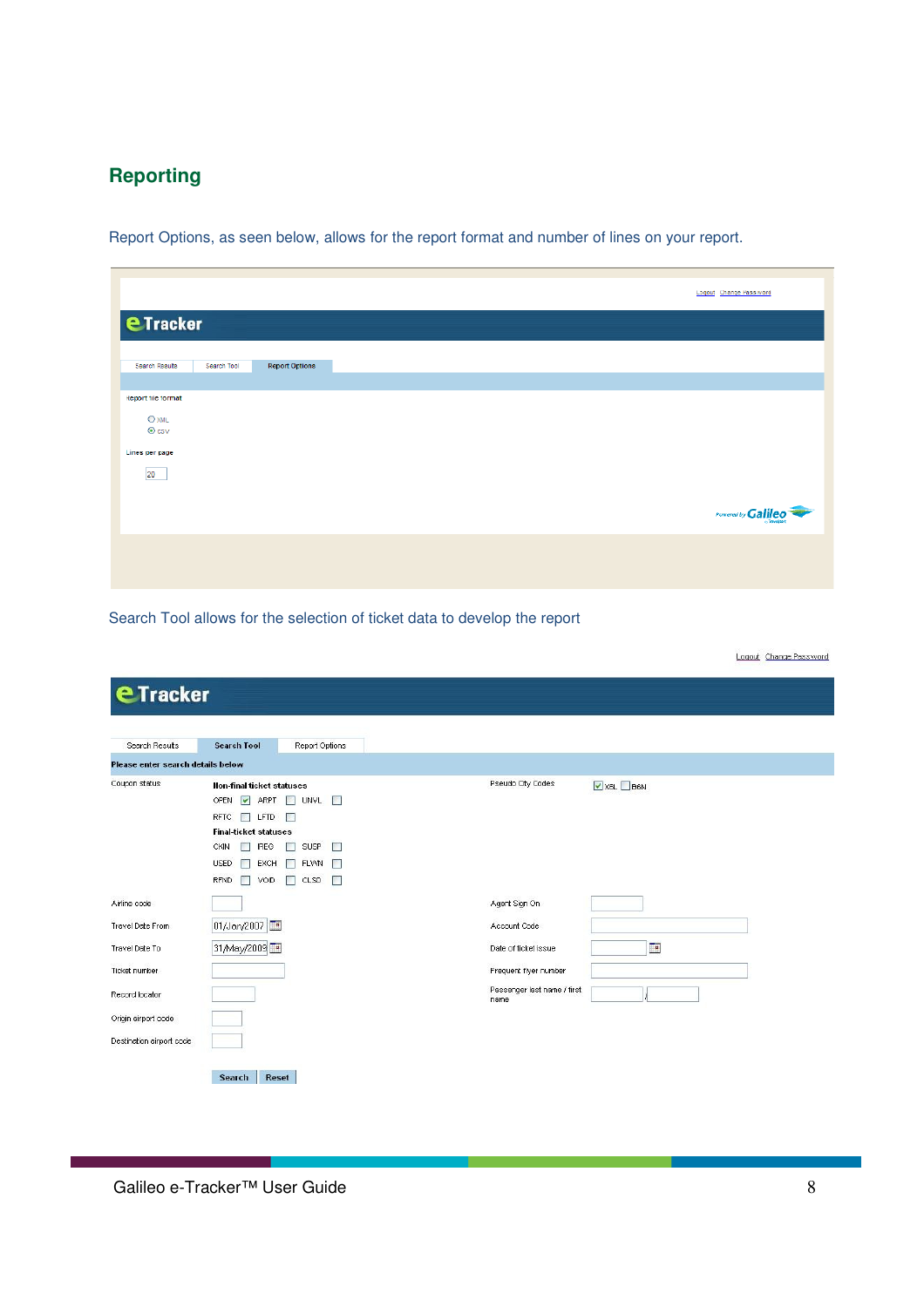## Reporting

Report Options, as seen below, allows for the report format and number of lines on your report.

Logout Change Password

**eTracker**

Search Results | Search Tool | Report Options

Report file format

- XML
- CSV

Lines per page

20

Powered by Galileo

Search Tool allows for the selection of ticket data to develop the report

Logout Change Password

**eTracker**

Search Results | Search Tool | Report Options

**Please enter search details below**

Coupon status

**Non-final ticket statuses**

OPEN ☑ ARPT ☐ UNVL ☐

RFTC ☐ LFTD ☐

**Final-ticket statuses**

CKIN ☐ IREG ☐ SUSP ☐

USED ☐ EXCH ☐ FLWN ☐

RFND ☐ VOID ☐ CLSD ☐

Pseudo City Codes ☑ X8L ☐ B6N

Airline code

Travel Date From 01/Jan/2007

Travel Date To 31/May/2009

Ticket number

Record locator

Origin airport code

Destination airport code

Agent Sign On

Account Code

Date of ticket issue

Frequent flyer number

Passenger last name / first name

Search | Reset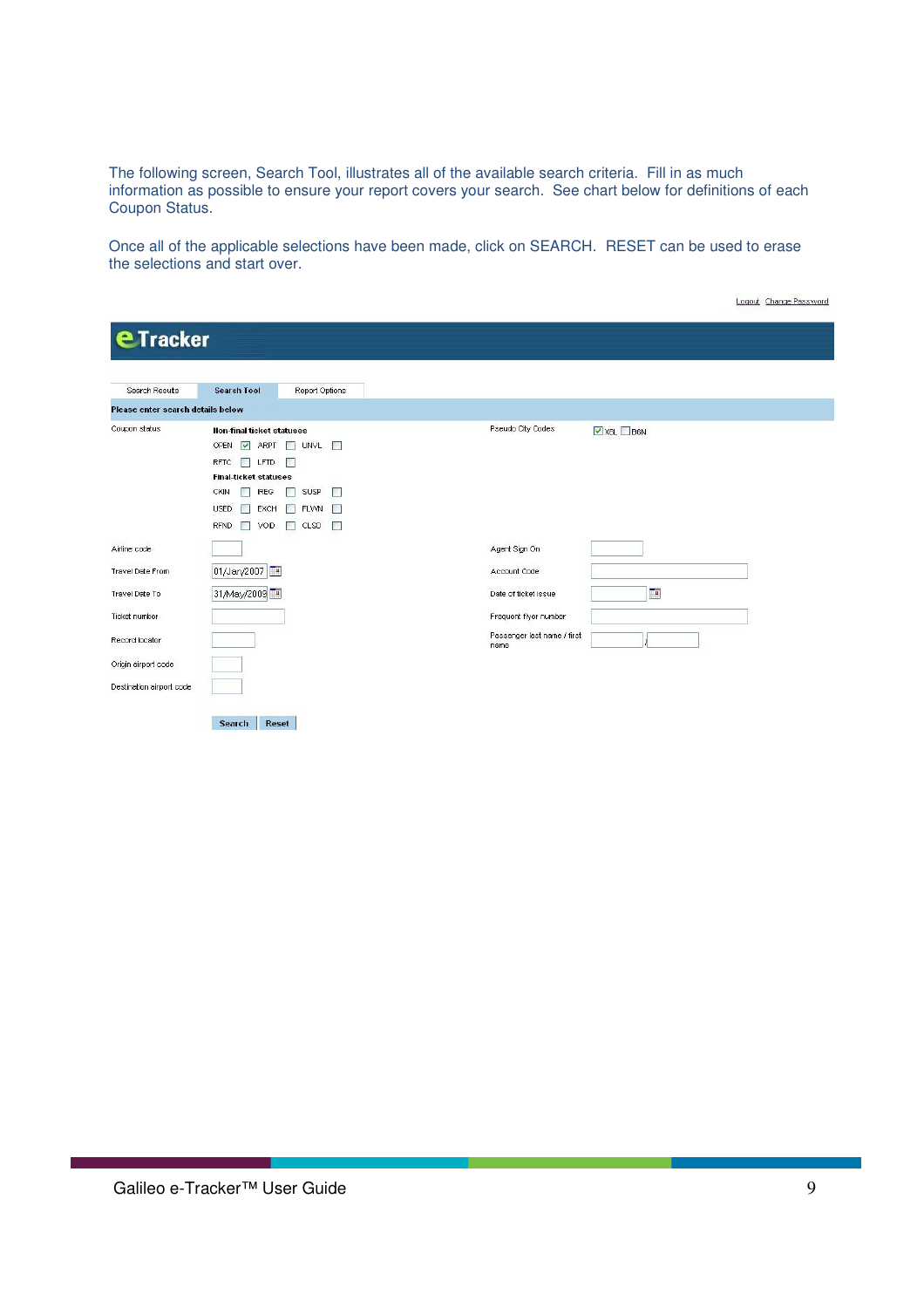The following screen, Search Tool, illustrates all of the available search criteria. Fill in as much information as possible to ensure your report covers your search. See chart below for definitions of each Coupon Status.

Once all of the applicable selections have been made, click on SEARCH. RESET can be used to erase the selections and start over.

Logout Change Password

**eTracker**

Search Results | Search Tool | Report Options

**Please enter search details below**

Coupon status

**Non-final ticket statuses**

- OPEN [x]
- ARPT [ ]
- UNVL [ ]
- RFTC [ ]
- LFTD [ ]

**Final-ticket statuses**

- CKIN [ ]
- IREG [ ]
- SUSP [ ]
- USED [ ]
- EXCH [ ]
- FLWN [ ]
- RFND [ ]
- VOID [ ]
- CLSD [ ]

Pseudo City Codes: [x] XSL [ ] B6N

| Field | Value | Field | Value |
|---|---|---|---|
| Airline code | | Agent Sign On | |
| Travel Date From | 01/Jan/2007 | Account Code | |
| Travel Date To | 31/May/2009 | Date of ticket issue | |
| Ticket number | | Frequent flyer number | |
| Record locator | | Passenger last name / first name | / |
| Origin airport code | | | |
| Destination airport code | | | |

Search | Reset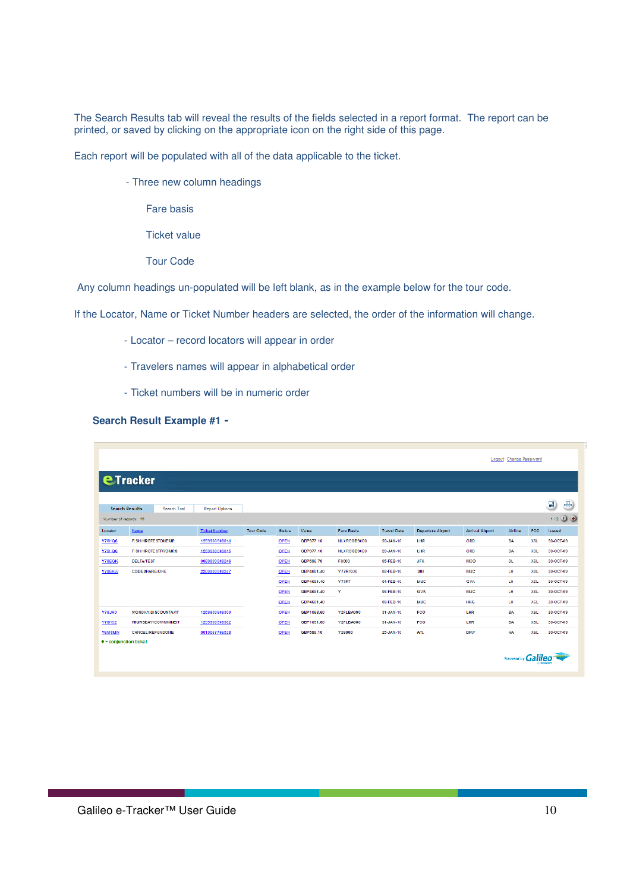The Search Results tab will reveal the results of the fields selected in a report format. The report can be printed, or saved by clicking on the appropriate icon on the right side of this page.

Each report will be populated with all of the data applicable to the ticket.

- Three new column headings

    Fare basis

    Ticket value

    Tour Code

Any column headings un-populated will be left blank, as in the example below for the tour code.

If the Locator, Name or Ticket Number headers are selected, the order of the information will change.

- Locator – record locators will appear in order
- Travelers names will appear in alphabetical order
- Ticket numbers will be in numeric order

**Search Result Example #1 -**

Logout Change Password

eTracker

Search Results | Search Tool | Report Options

Number of records: 18

1 / 2

| Locator | Name | Ticket Number | Tour Code | Status | Value | Fare Basis | Travel Date | Departure Airport | Arrival Airport | Airline | PCC | Issued |
|---|---|---|---|---|---|---|---|---|---|---|---|---|
| V76HQ6 | FISHWRGTE STONEMR | 1258930898014 | | OPEN | GBP377.10 | NLXRCGB9600 | 20-JAN-10 | LHR | ORD | BA | X6L | 30-OCT-09 |
| V76HQ6 | FISHWRGTE STIVONMRS | 1258930898016 | | OPEN | GBP377.10 | NLXRCGB9600 | 20-JAN-10 | LHR | ORD | BA | X6L | 30-OCT-09 |
| V78EGK | DELTA/TEST | 0068930898246 | | OPEN | GBP686.70 | F0000 | 05-FEB-10 | JFK | MCO | DL | X6L | 30-OCT-09 |
| V78EKU | CODESHARE/ONE | 2208930898247 | | OPEN | GBP4681.40 | Y77RT030 | 02-FEB-10 | SIN | MUC | LH | X6L | 30-OCT-09 |
| | | | | OPEN | GBP4681.40 | Y77RT | 04-FEB-10 | MUC | GVA | LH | X6L | 30-OCT-09 |
| | | | | OPEN | GBP4681.40 | Y | 08-FEB-10 | GVA | MUC | LH | X6L | 30-OCT-09 |
| | | | | OPEN | GBP4681.40 | | 08-FEB-10 | MUC | HKG | LH | X6L | 30-OCT-09 |
| V78JR0 | MONDAY/DISCOUNTMT | 1258930898300 | | OPEN | GBP1058.60 | Y2FLBA000 | 31-JAN-10 | FCO | LHR | BA | X6L | 30-OCT-09 |
| V78H3Z | THURSDAY/COMMINMENT | 1258930898302 | | OPEN | GBP1031.60 | Y2FLBA000 | 31-JAN-10 | FCO | LHR | BA | X6L | 30-OCT-09 |
| V6M8MV | CANCEL/REFUNDONE | 0018857756538 | | OPEN | GBP688.10 | Y26000 | 25-JAN-10 | ATL | DFW | AA | X6L | 30-OCT-09 |

♦ = conjunction ticket

Powered by Galileo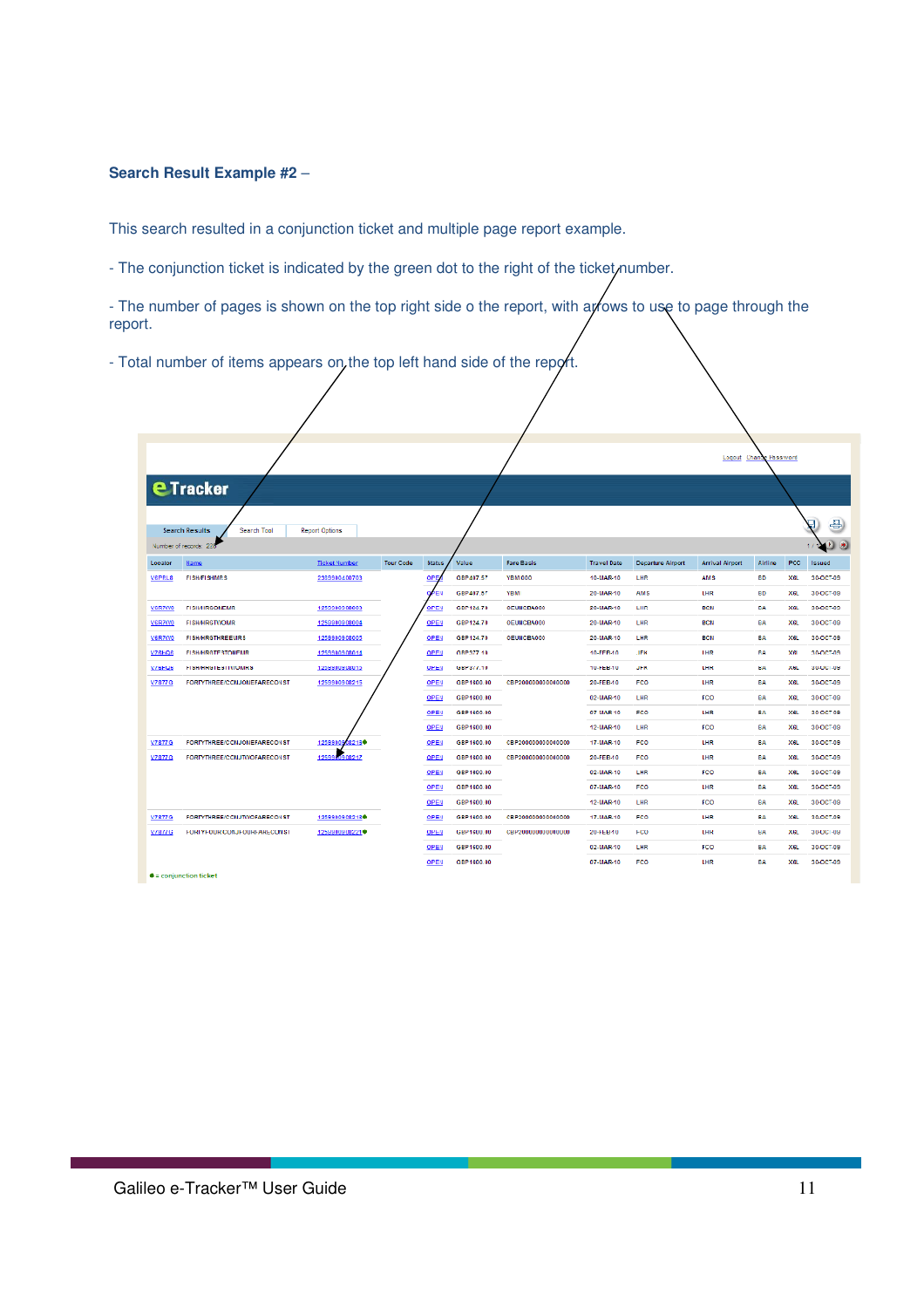**Search Result Example #2** –

This search resulted in a conjunction ticket and multiple page report example.

- The conjunction ticket is indicated by the green dot to the right of the ticket number.

- The number of pages is shown on the top right side o the report, with arrows to use to page through the report.

- Total number of items appears on the top left hand side of the report.

Logout Change Password

eTracker

Search Results | Search Tool | Report Options

Number of records: 226

| Locator | Name | Ticket Number | Tour Code | Status | Value | Fare Basis | Travel Date | Departure Airport | Arrival Airport | Airline | PCC | Issued |
|---|---|---|---|---|---|---|---|---|---|---|---|---|
| V6PRL8 | FISH/FISHMRS | 2359900400703 | | OPEN | GBP487.57 | YBM000 | 10-MAR-10 | LHR | AMS | BD | X6L | 30-OCT-09 |
| | | | | OPEN | GBP487.57 | YBM | 20-MAR-10 | AMS | LHR | BD | X6L | 30-OCT-09 |
| V6R7W0 | FISH/HRGONEMR | 1259900808002 | | OPEN | GBP124.79 | OEUIICBA000 | 20-MAR-10 | LHR | BCN | BA | X6L | 30-OCT-09 |
| V6R7W0 | FISH/HRGTWOMR | 1259900808004 | | OPEN | GBP124.79 | OEUIICBA000 | 20-MAR-10 | LHR | BCN | BA | X6L | 30-OCT-09 |
| V6R7W0 | FISH/HRGTHREEMRS | 1259900808005 | | OPEN | GBP124.79 | OEUIICBA000 | 20-MAR-10 | LHR | BCN | BA | X6L | 30-OCT-09 |
| V78HQ6 | FISH/HRGTESTONEMR | 1259900808014 | | OPEN | GBP377.10 | | 10-FEB-10 | JFK | LHR | BA | X6L | 30-OCT-09 |
| V78HQ6 | FISH/HRGTESTTWOMRS | 1259900808015 | | OPEN | GBP377.10 | | 10-FEB-10 | JFK | LHR | BA | X6L | 30-OCT-09 |
| V7877G | FORTYTHREE/CCNJONEFARECONST | 1259900908215 | | OPEN | GBP1800.00 | CBP200000000000040000 | 20-FEB-10 | FCO | LHR | BA | X6L | 30-OCT-09 |
| | | | | OPEN | GBP1800.00 | | 02-MAR-10 | LHR | FCO | BA | X6L | 30-OCT-09 |
| | | | | OPEN | GBP1800.00 | | 07-MAR-10 | FCO | LHR | BA | X6L | 30-OCT-09 |
| | | | | OPEN | GBP1800.00 | | 12-MAR-10 | LHR | FCO | BA | X6L | 30-OCT-09 |
| V7877G | FORTYTHREE/CCNJONEFARECONST | 1259900908216● | | OPEN | GBP1800.00 | CBP200000000000040000 | 17-MAR-10 | FCO | LHR | BA | X6L | 30-OCT-09 |
| V7877G | FORTYTHREE/CCNJTWOFARECONST | 1259900908217 | | OPEN | GBP1800.00 | CBP200000000000040000 | 20-FEB-10 | FCO | LHR | BA | X6L | 30-OCT-09 |
| | | | | OPEN | GBP1800.00 | | 02-MAR-10 | LHR | FCO | BA | X6L | 30-OCT-09 |
| | | | | OPEN | GBP1800.00 | | 07-MAR-10 | FCO | LHR | BA | X6L | 30-OCT-09 |
| | | | | OPEN | GBP1800.00 | | 12-MAR-10 | LHR | FCO | BA | X6L | 30-OCT-09 |
| V7877G | FORTYTHREE/CCNJTWOFARECONST | 1259900908218● | | OPEN | GBP1800.00 | CBP200000000000040000 | 17-MAR-10 | FCO | LHR | BA | X6L | 30-OCT-09 |
| V7877G | FORTYFOUR/CONJFOURFARECONST | 1259900908221● | | OPEN | GBP1800.00 | CBP200000000000040000 | 20-FEB-10 | FCO | LHR | BA | X6L | 30-OCT-09 |
| | | | | OPEN | GBP1800.00 | | 02-MAR-10 | LHR | FCO | BA | X6L | 30-OCT-09 |
| | | | | OPEN | GBP1800.00 | | 07-MAR-10 | FCO | LHR | BA | X6L | 30-OCT-09 |

● = conjunction ticket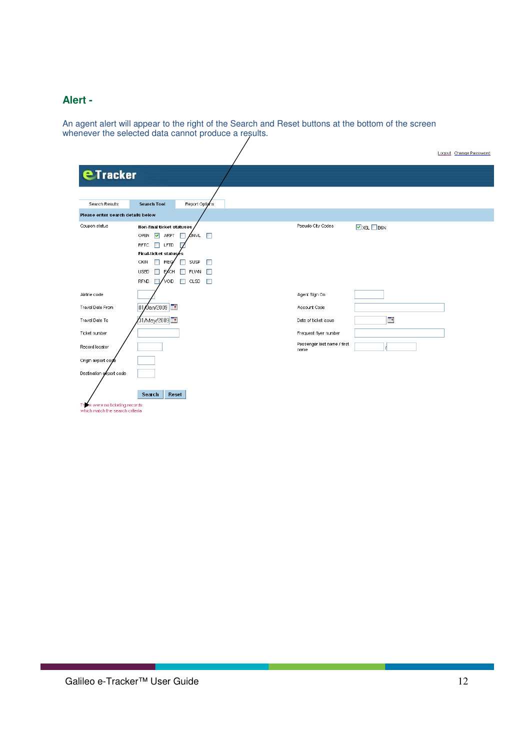## Alert -

An agent alert will appear to the right of the Search and Reset buttons at the bottom of the screen whenever the selected data cannot produce a results.

Logout Change Password

eTracker

Search Results | Search Tool | Report Options

Please enter search details below

Coupon status

Non-final ticket statuses

OPEN ☑ ARPT ☐ UNVL ☐

RFTC ☐ LFTD ☐

Final-ticket statuses

CKIN ☐ IREG ☐ SUSP ☐

USED ☐ EXCH ☐ FLWN ☐

RFND ☐ VOID ☐ CLSD ☐

Pseudo City Codes ☑ XSL ☐ B6N

Airline code

Travel Date From 01/Jan/2009

Travel Date To 31/May/2009

Ticket number

Record locator

Origin airport code

Destination airport code

Agent Sign On

Account Code

Date of ticket issue

Frequent flyer number

Passenger last name / first name

Search | Reset

There were no ticketing records which match the search criteria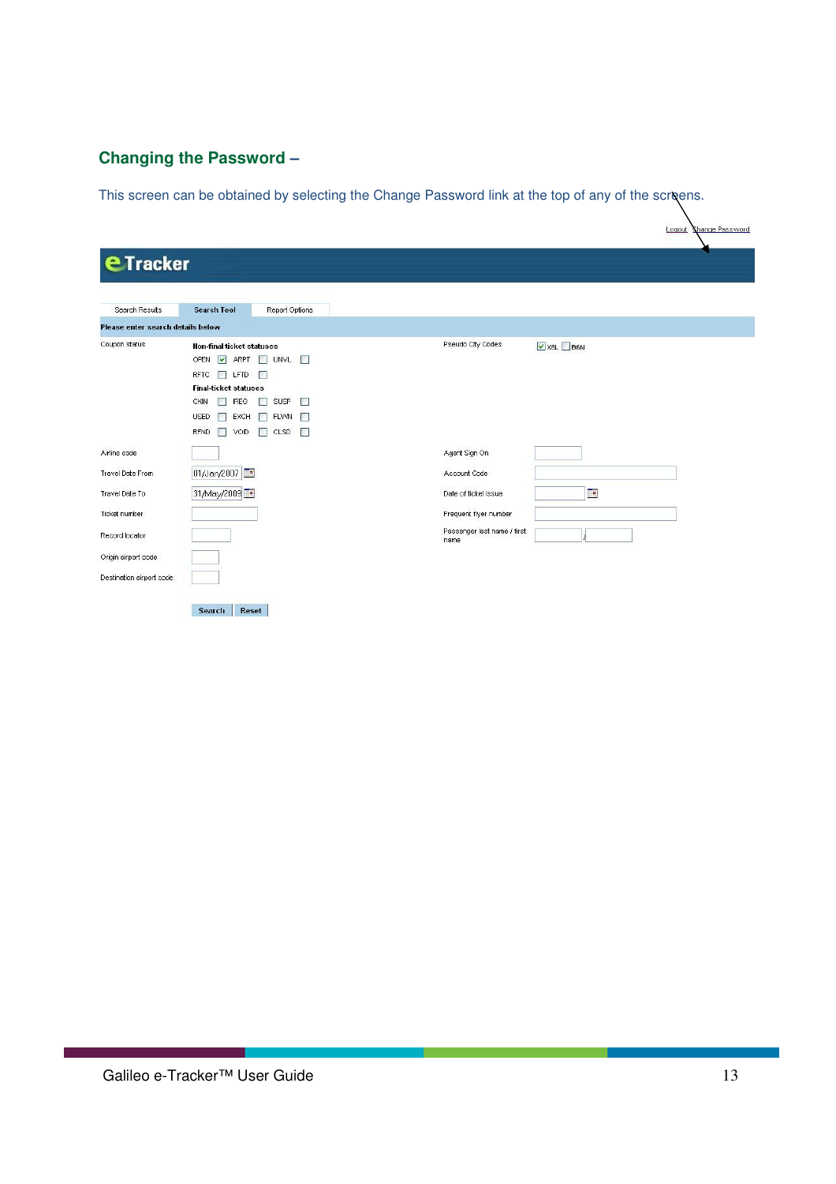## Changing the Password –

This screen can be obtained by selecting the Change Password link at the top of any of the screens.

Logout Change Password

**eTracker**

Search Results | Search Tool | Report Options

**Please enter search details below**

Coupon status

**Non-final ticket statuses**

OPEN ☑ ARPT ☐ UNVL ☐

RFTC ☐ LFTD ☐

**Final-ticket statuses**

CKIN ☐ IREG ☐ SUSP ☐

USED ☐ EXCH ☐ FLWN ☐

RFND ☐ VOID ☐ CLSD ☐

Pseudo City Codes ☑ XBL ☐ B6N

Airline code

Travel Date From 01/Jan/2007

Travel Date To 31/May/2009

Ticket number

Record locator

Origin airport code

Destination airport code

Agent Sign On

Account Code

Date of ticket issue

Frequent flyer number

Passenger last name / first name /

Search Reset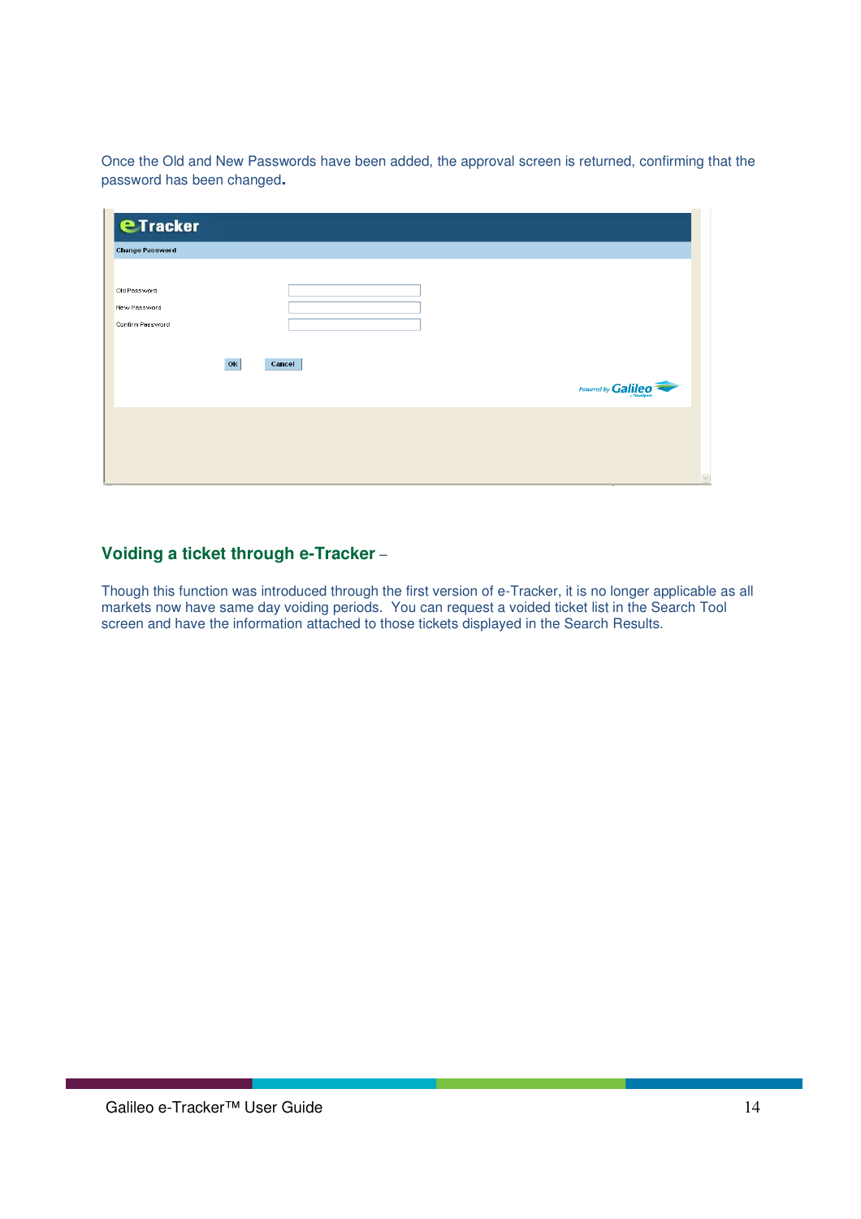Once the Old and New Passwords have been added, the approval screen is returned, confirming that the password has been changed**.**

## Voiding a ticket through e-Tracker –

Though this function was introduced through the first version of e-Tracker, it is no longer applicable as all markets now have same day voiding periods. You can request a voided ticket list in the Search Tool screen and have the information attached to those tickets displayed in the Search Results.